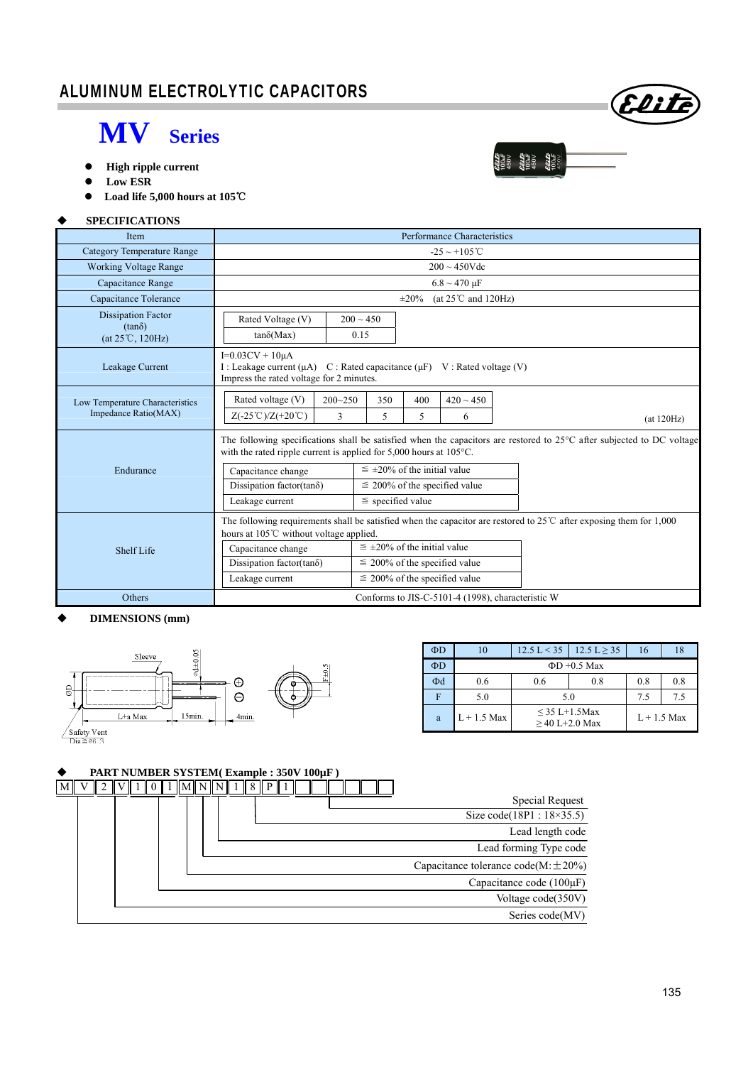# ALUMINUM ELECTROLYTIC CAPACITORS

## MV Series

- **High ripple current**
- **Low ESR**
- **Load life 5,000 hours at 105℃**

### SPECIFICATIONS

| Item | Performance Characteristics |
|---|---|
| Category Temperature Range | -25 ~ +105℃ |
| Working Voltage Range | 200 ~ 450Vdc |
| Capacitance Range | 6.8 ~ 470 μF |
| Capacitance Tolerance | ±20% (at 25℃ and 120Hz) |
| Dissipation Factor (tanδ) (at 25℃, 120Hz) | Rated Voltage (V): 200 ~ 450; tanδ(Max): 0.15 |
| Leakage Current | I=0.03CV + 10μA<br>I : Leakage current (μA) C : Rated capacitance (μF) V : Rated voltage (V)<br>Impress the rated voltage for 2 minutes. |
| Low Temperature Characteristics Impedance Ratio(MAX) | Rated voltage (V): 200~250 / 350 / 400 / 420 ~ 450<br>Z(-25℃)/Z(+20℃): 3 / 5 / 5 / 6<br>(at 120Hz) |
| Endurance | The following specifications shall be satisfied when the capacitors are restored to 25°C after subjected to DC voltage with the rated ripple current is applied for 5,000 hours at 105°C.<br>Capacitance change: ≦ ±20% of the initial value<br>Dissipation factor(tanδ): ≦ 200% of the specified value<br>Leakage current: ≦ specified value |
| Shelf Life | The following requirements shall be satisfied when the capacitor are restored to 25℃ after exposing them for 1,000 hours at 105℃ without voltage applied.<br>Capacitance change: ≦ ±20% of the initial value<br>Dissipation factor(tanδ): ≦ 200% of the specified value<br>Leakage current: ≦ 200% of the specified value |
| Others | Conforms to JIS-C-5101-4 (1998), characteristic W |

### DIMENSIONS (mm)

Sleeve; ΦD; Φd±0.05; L+a Max; 15min.; 4min.; F±0.5; Safety Vent Dia≧Φ6.3

| ΦD | 10 | 12.5 L < 35 | 12.5 L ≥ 35 | 16 | 18 |
|---|---|---|---|---|---|
| ΦD | ΦD +0.5 Max | | | | |
| Φd | 0.6 | 0.6 | 0.8 | 0.8 | 0.8 |
| F | 5.0 | 5.0 | | 7.5 | 7.5 |
| a | L + 1.5 Max | ≦ 35 L+1.5Max<br>≧ 40 L+2.0 Max | | L + 1.5 Max | |

### PART NUMBER SYSTEM( Example : 350V 100μF )

| M | V | 2 | V | 1 | 0 | 1 | M | N | N | 1 | 8 | P | 1 | | | | | | |
|---|---|---|---|---|---|---|---|---|---|---|---|---|---|---|---|---|---|---|---|

- Special Request
- Size code(18P1 : 18×35.5)
- Lead length code
- Lead forming Type code
- Capacitance tolerance code(M:±20%)
- Capacitance code (100μF)
- Voltage code(350V)
- Series code(MV)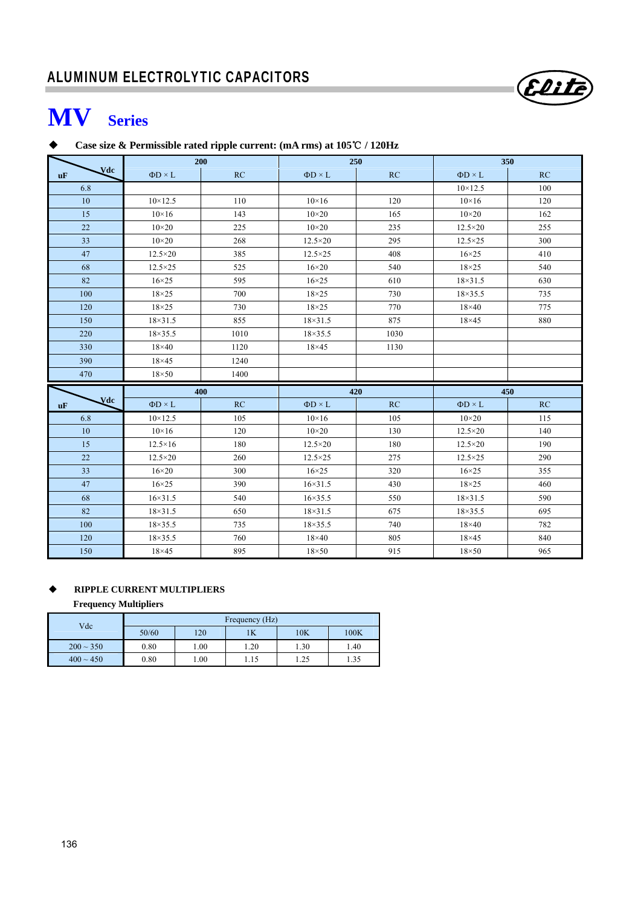## ALUMINUM ELECTROLYTIC CAPACITORS

# MV Series

◆ **Case size & Permissible rated ripple current: (mA rms) at 105℃ / 120Hz**

| uF \ Vdc | 200 | | 250 | | 350 | |
|---|---|---|---|---|---|---|
| | ΦD × L | RC | ΦD × L | RC | ΦD × L | RC |
| 6.8 | | | | | 10×12.5 | 100 |
| 10 | 10×12.5 | 110 | 10×16 | 120 | 10×16 | 120 |
| 15 | 10×16 | 143 | 10×20 | 165 | 10×20 | 162 |
| 22 | 10×20 | 225 | 10×20 | 235 | 12.5×20 | 255 |
| 33 | 10×20 | 268 | 12.5×20 | 295 | 12.5×25 | 300 |
| 47 | 12.5×20 | 385 | 12.5×25 | 408 | 16×25 | 410 |
| 68 | 12.5×25 | 525 | 16×20 | 540 | 18×25 | 540 |
| 82 | 16×25 | 595 | 16×25 | 610 | 18×31.5 | 630 |
| 100 | 18×25 | 700 | 18×25 | 730 | 18×35.5 | 735 |
| 120 | 18×25 | 730 | 18×25 | 770 | 18×40 | 775 |
| 150 | 18×31.5 | 855 | 18×31.5 | 875 | 18×45 | 880 |
| 220 | 18×35.5 | 1010 | 18×35.5 | 1030 | | |
| 330 | 18×40 | 1120 | 18×45 | 1130 | | |
| 390 | 18×45 | 1240 | | | | |
| 470 | 18×50 | 1400 | | | | |

| uF \ Vdc | 400 | | 420 | | 450 | |
|---|---|---|---|---|---|---|
| | ΦD × L | RC | ΦD × L | RC | ΦD × L | RC |
| 6.8 | 10×12.5 | 105 | 10×16 | 105 | 10×20 | 115 |
| 10 | 10×16 | 120 | 10×20 | 130 | 12.5×20 | 140 |
| 15 | 12.5×16 | 180 | 12.5×20 | 180 | 12.5×20 | 190 |
| 22 | 12.5×20 | 260 | 12.5×25 | 275 | 12.5×25 | 290 |
| 33 | 16×20 | 300 | 16×25 | 320 | 16×25 | 355 |
| 47 | 16×25 | 390 | 16×31.5 | 430 | 18×25 | 460 |
| 68 | 16×31.5 | 540 | 16×35.5 | 550 | 18×31.5 | 590 |
| 82 | 18×31.5 | 650 | 18×31.5 | 675 | 18×35.5 | 695 |
| 100 | 18×35.5 | 735 | 18×35.5 | 740 | 18×40 | 782 |
| 120 | 18×35.5 | 760 | 18×40 | 805 | 18×45 | 840 |
| 150 | 18×45 | 895 | 18×50 | 915 | 18×50 | 965 |

◆ **RIPPLE CURRENT MULTIPLIERS**

**Frequency Multipliers**

| Vdc | Frequency (Hz) | | | | |
|---|---|---|---|---|---|
| | 50/60 | 120 | 1K | 10K | 100K |
| 200 ~ 350 | 0.80 | 1.00 | 1.20 | 1.30 | 1.40 |
| 400 ~ 450 | 0.80 | 1.00 | 1.15 | 1.25 | 1.35 |